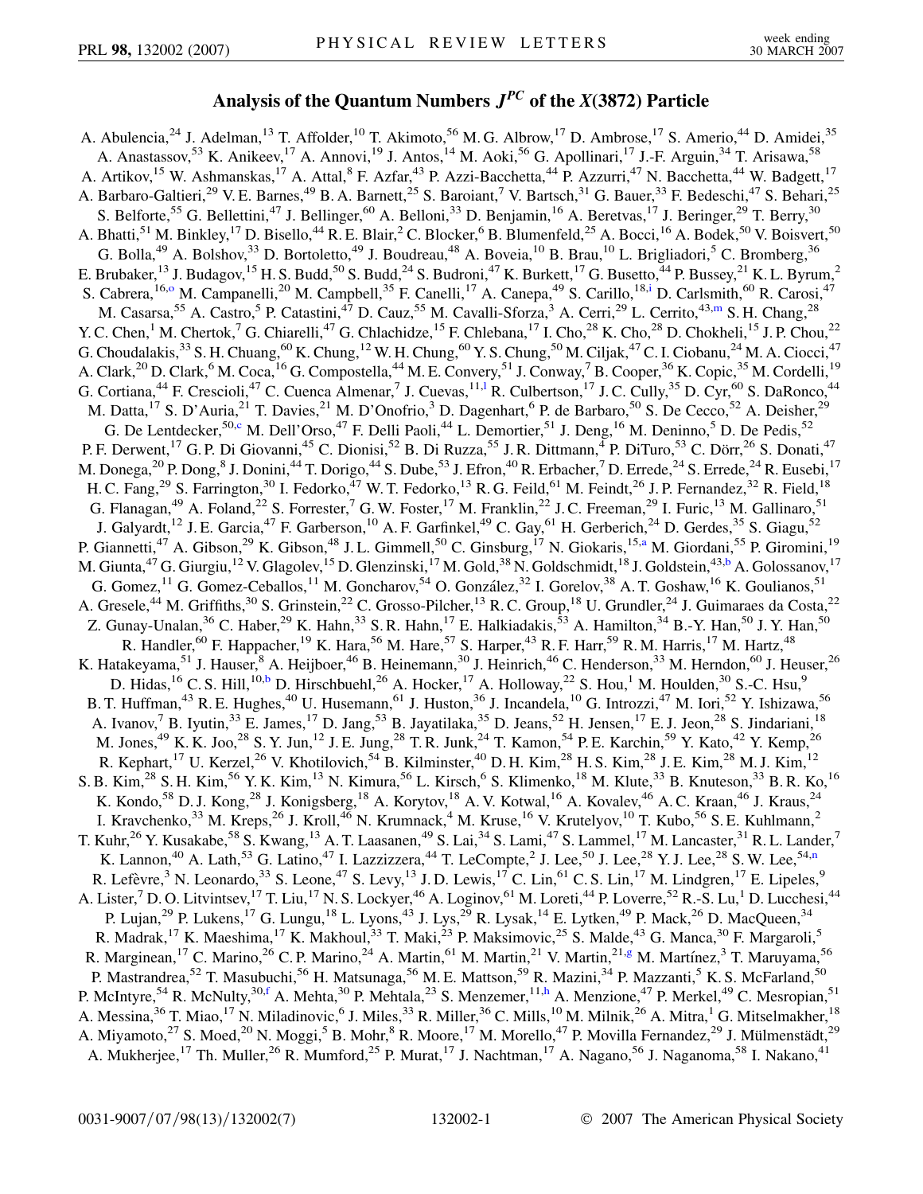# Analysis of the Quantum Numbers $J^{PC}$ of the $X(3872)$ Particle

A. Abulencia,[24] J. Adelman,[13] T. Affolder,[10] T. Akimoto,[56] M. G. Albrow,[17] D. Ambrose,[17] S. Amerio,[44] D. Amidei,[35] A. Anastassov,[53] K. Anikeev,[17] A. Annovi,[19] J. Antos,[14] M. Aoki,[56] G. Apollinari,[17] J.-F. Arguin,[34] T. Arisawa,[58] A. Artikov,[15] W. Ashmanskas,[17] A. Attal,[8] F. Azfar,[43] P. Azzi-Bacchetta,[44] P. Azzurri,[47] N. Bacchetta,[44] W. Badgett,[17] A. Barbaro-Galtieri,[29] V. E. Barnes,[49] B. A. Barnett,[25] S. Baroiant,[7] V. Bartsch,[31] G. Bauer,[33] F. Bedeschi,[47] S. Behari,[25] S. Belforte,[55] G. Bellettini,[47] J. Bellinger,[60] A. Belloni,[33] D. Benjamin,[16] A. Beretvas,[17] J. Beringer,[29] T. Berry,[30] A. Bhatti,[51] M. Binkley,[17] D. Bisello,[44] R. E. Blair,[2] C. Blocker,[6] B. Blumenfeld,[25] A. Bocci,[16] A. Bodek,[50] V. Boisvert,[50] G. Bolla,[49] A. Bolshov,[33] D. Bortoletto,[49] J. Boudreau,[48] A. Boveia,[10] B. Brau,[10] L. Brigliadori,[5] C. Bromberg,[36] E. Brubaker,[13] J. Budagov,[15] H. S. Budd,[50] S. Budd,[24] S. Budroni,[47] K. Burkett,[17] G. Busetto,[44] P. Bussey,[21] K. L. Byrum,[2] S. Cabrera,[16,o] M. Campanelli,[20] M. Campbell,[35] F. Canelli,[17] A. Canepa,[49] S. Carillo,[18,i] D. Carlsmith,[60] R. Carosi,[47] M. Casarsa,[55] A. Castro,[5] P. Catastini,[47] D. Cauz,[55] M. Cavalli-Sforza,[3] A. Cerri,[29] L. Cerrito,[43,m] S. H. Chang,[28] Y. C. Chen,[1] M. Chertok,[7] G. Chiarelli,[47] G. Chlachidze,[15] F. Chlebana,[17] I. Cho,[28] K. Cho,[28] D. Chokheli,[15] J. P. Chou,[22] G. Choudalakis,[33] S. H. Chuang,[60] K. Chung,[12] W. H. Chung,[60] Y. S. Chung,[50] M. Ciljak,[47] C. I. Ciobanu,[24] M. A. Ciocci,[47] A. Clark,[20] D. Clark,[6] M. Coca,[16] G. Compostella,[44] M. E. Convery,[51] J. Conway,[7] B. Cooper,[36] K. Copic,[35] M. Cordelli,[19] G. Cortiana,[44] F. Crescioli,[47] C. Cuenca Almenar,[7] J. Cuevas,[11,l] R. Culbertson,[17] J. C. Cully,[35] D. Cyr,[60] S. DaRonco,[44] M. Datta,[17] S. D'Auria,[21] T. Davies,[21] M. D'Onofrio,[3] D. Dagenhart,[6] P. de Barbaro,[50] S. De Cecco,[52] A. Deisher,[29] G. De Lentdecker,[50,c] M. Dell'Orso,[47] F. Delli Paoli,[44] L. Demortier,[51] J. Deng,[16] M. Deninno,[5] D. De Pedis,[52] P. F. Derwent,[17] G. P. Di Giovanni,[45] C. Dionisi,[52] B. Di Ruzza,[55] J. R. Dittmann,[4] P. DiTuro,[53] C. Dörr,[26] S. Donati,[47] M. Donega,[20] P. Dong,[8] J. Donini,[44] T. Dorigo,[44] S. Dube,[53] J. Efron,[40] R. Erbacher,[7] D. Errede,[24] S. Errede,[24] R. Eusebi,[17] H. C. Fang,[29] S. Farrington,[30] I. Fedorko,[47] W. T. Fedorko,[13] R. G. Feild,[61] M. Feindt,[26] J. P. Fernandez,[32] R. Field,[18] G. Flanagan,[49] A. Foland,[22] S. Forrester,[7] G. W. Foster,[17] M. Franklin,[22] J. C. Freeman,[29] I. Furic,[13] M. Gallinaro,[51] J. Galyardt,[12] J. E. Garcia,[47] F. Garberson,[10] A. F. Garfinkel,[49] C. Gay,[61] H. Gerberich,[24] D. Gerdes,[35] S. Giagu,[52] P. Giannetti,[47] A. Gibson,[29] K. Gibson,[48] J. L. Gimmell,[50] C. Ginsburg,[17] N. Giokaris,[15,a] M. Giordani,[55] P. Giromini,[19] M. Giunta,[47] G. Giurgiu,[12] V. Glagolev,[15] D. Glenzinski,[17] M. Gold,[38] N. Goldschmidt,[18] J. Goldstein,[43,b] A. Golossanov,[17] G. Gomez,[11] G. Gomez-Ceballos,[11] M. Goncharov,[54] O. González,[32] I. Gorelov,[38] A. T. Goshaw,[16] K. Goulianos,[51] A. Gresele,[44] M. Griffiths,[30] S. Grinstein,[22] C. Grosso-Pilcher,[13] R. C. Group,[18] U. Grundler,[24] J. Guimaraes da Costa,[22] Z. Gunay-Unalan,[36] C. Haber,[29] K. Hahn,[33] S. R. Hahn,[17] E. Halkiadakis,[53] A. Hamilton,[34] B.-Y. Han,[50] J. Y. Han,[50] R. Handler,[60] F. Happacher,[19] K. Hara,[56] M. Hare,[57] S. Harper,[43] R. F. Harr,[59] R. M. Harris,[17] M. Hartz,[48] K. Hatakeyama,[51] J. Hauser,[8] A. Heijboer,[46] B. Heinemann,[30] J. Heinrich,[46] C. Henderson,[33] M. Herndon,[60] J. Heuser,[26] D. Hidas,[16] C. S. Hill,[10,b] D. Hirschbuehl,[26] A. Hocker,[17] A. Holloway,[22] S. Hou,[1] M. Houlden,[30] S.-C. Hsu,[9] B. T. Huffman,[43] R. E. Hughes,[40] U. Husemann,[61] J. Huston,[36] J. Incandela,[10] G. Introzzi,[47] M. Iori,[52] Y. Ishizawa,[56] A. Ivanov,[7] B. Iyutin,[33] E. James,[17] D. Jang,[53] B. Jayatilaka,[35] D. Jeans,[52] H. Jensen,[17] E. J. Jeon,[28] S. Jindariani,[18] M. Jones,[49] K. K. Joo,[28] S. Y. Jun,[12] J. E. Jung,[28] T. R. Junk,[24] T. Kamon,[54] P. E. Karchin,[59] Y. Kato,[42] Y. Kemp,[26] R. Kephart,[17] U. Kerzel,[26] V. Khotilovich,[54] B. Kilminster,[40] D. H. Kim,[28] H. S. Kim,[28] J. E. Kim,[28] M. J. Kim,[12] S. B. Kim,[28] S. H. Kim,[56] Y. K. Kim,[13] N. Kimura,[56] L. Kirsch,[6] S. Klimenko,[18] M. Klute,[33] B. Knuteson,[33] B. R. Ko,[16] K. Kondo,[58] D. J. Kong,[28] J. Konigsberg,[18] A. Korytov,[18] A. V. Kotwal,[16] A. Kovalev,[46] A. C. Kraan,[46] J. Kraus,[24] I. Kravchenko,[33] M. Kreps,[26] J. Kroll,[46] N. Krumnack,[4] M. Kruse,[16] V. Krutelyov,[10] T. Kubo,[56] S. E. Kuhlmann,[2] T. Kuhr,[26] Y. Kusakabe,[58] S. Kwang,[13] A. T. Laasanen,[49] S. Lai,[34] S. Lami,[47] S. Lammel,[17] M. Lancaster,[31] R. L. Lander,[7] K. Lannon,[40] A. Lath,[53] G. Latino,[47] I. Lazzizzera,[44] T. LeCompte,[2] J. Lee,[50] J. Lee,[28] Y. J. Lee,[28] S. W. Lee,[54,n] R. Lefèvre,[3] N. Leonardo,[33] S. Leone,[47] S. Levy,[13] J. D. Lewis,[17] C. Lin,[61] C. S. Lin,[17] M. Lindgren,[17] E. Lipeles,[9] A. Lister,[7] D. O. Litvintsev,[17] T. Liu,[17] N. S. Lockyer,[46] A. Loginov,[61] M. Loreti,[44] P. Loverre,[52] R.-S. Lu,[1] D. Lucchesi,[44] P. Lujan,[29] P. Lukens,[17] G. Lungu,[18] L. Lyons,[43] J. Lys,[29] R. Lysak,[14] E. Lytken,[49] P. Mack,[26] D. MacQueen,[34] R. Madrak,[17] K. Maeshima,[17] K. Makhoul,[33] T. Maki,[23] P. Maksimovic,[25] S. Malde,[43] G. Manca,[30] F. Margaroli,[5] R. Marginean,[17] C. Marino,[26] C. P. Marino,[24] A. Martin,[61] M. Martin,[21] V. Martin,[21,g] M. Martínez,[3] T. Maruyama,[56] P. Mastrandrea,[52] T. Masubuchi,[56] H. Matsunaga,[56] M. E. Mattson,[59] R. Mazini,[34] P. Mazzanti,[5] K. S. McFarland,[50] P. McIntyre,[54] R. McNulty,[30,f] A. Mehta,[30] P. Mehtala,[23] S. Menzemer,[11,h] A. Menzione,[47] P. Merkel,[49] C. Mesropian,[51] A. Messina,[36] T. Miao,[17] N. Miladinovic,[6] J. Miles,[33] R. Miller,[36] C. Mills,[10] M. Milnik,[26] A. Mitra,[1] G. Mitselmakher,[18] A. Miyamoto,[27] S. Moed,[20] N. Moggi,[5] B. Mohr,[8] R. Moore,[17] M. Morello,[47] P. Movilla Fernandez,[29] J. Mülmenstädt,[29] A. Mukherjee,[17] Th. Muller,[26] R. Mumford,[25] P. Murat,[17] J. Nachtman,[17] A. Nagano,[56] J. Naganoma,[58] I. Nakano,[41]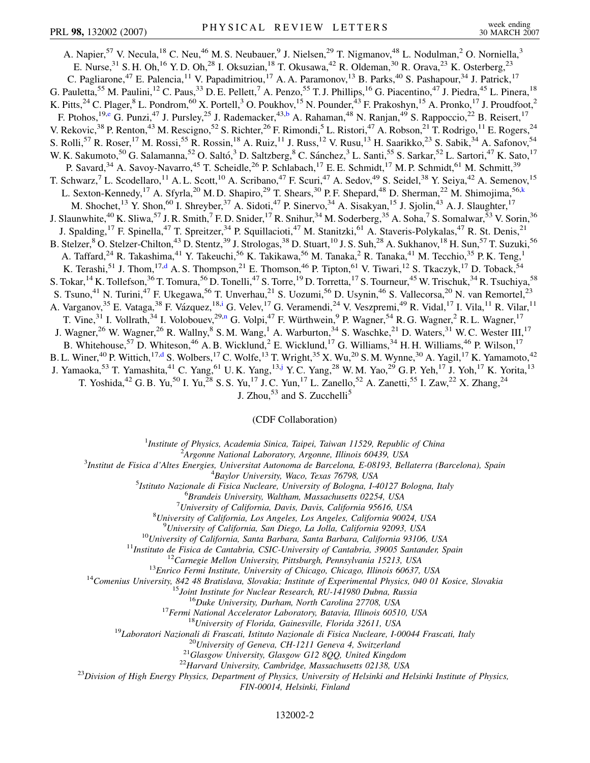A. Napier,[57] V. Necula,[18] C. Neu,[46] M. S. Neubauer,[9] J. Nielsen,[29] T. Nigmanov,[48] L. Nodulman,[2] O. Norniella,[3] E. Nurse,[31] S. H. Oh,[16] Y. D. Oh,[28] I. Oksuzian,[18] T. Okusawa,[42] R. Oldeman,[30] R. Orava,[23] K. Osterberg,[23] C. Pagliarone,[47] E. Palencia,[11] V. Papadimitriou,[17] A. A. Paramonov,[13] B. Parks,[40] S. Pashapour,[34] J. Patrick,[17] G. Pauletta,[55] M. Paulini,[12] C. Paus,[33] D. E. Pellett,[7] A. Penzo,[55] T. J. Phillips,[16] G. Piacentino,[47] J. Piedra,[45] L. Pinera,[18] K. Pitts,[24] C. Plager,[8] L. Pondrom,[60] X. Portell,[3] O. Poukhov,[15] N. Pounder,[43] F. Prakoshyn,[15] A. Pronko,[17] J. Proudfoot,[2] F. Ptohos,[19,e] G. Punzi,[47] J. Pursley,[25] J. Rademacker,[43,b] A. Rahaman,[48] N. Ranjan,[49] S. Rappoccio,[22] B. Reisert,[17] V. Rekovic,[38] P. Renton,[43] M. Rescigno,[52] S. Richter,[26] F. Rimondi,[5] L. Ristori,[47] A. Robson,[21] T. Rodrigo,[11] E. Rogers,[24] S. Rolli,[57] R. Roser,[17] M. Rossi,[55] R. Rossin,[18] A. Ruiz,[11] J. Russ,[12] V. Rusu,[13] H. Saarikko,[23] S. Sabik,[34] A. Safonov,[54] W. K. Sakumoto,[50] G. Salamanna,[52] O. Saltó,[3] D. Saltzberg,[8] C. Sánchez,[3] L. Santi,[55] S. Sarkar,[52] L. Sartori,[47] K. Sato,[17] P. Savard,[34] A. Savoy-Navarro,[45] T. Scheidle,[26] P. Schlabach,[17] E. E. Schmidt,[17] M. P. Schmidt,[61] M. Schmitt,[39] T. Schwarz,[7] L. Scodellaro,[11] A. L. Scott,[10] A. Scribano,[47] F. Scuri,[47] A. Sedov,[49] S. Seidel,[38] Y. Seiya,[42] A. Semenov,[15] L. Sexton-Kennedy,[17] A. Sfyrla,[20] M. D. Shapiro,[29] T. Shears,[30] P. F. Shepard,[48] D. Sherman,[22] M. Shimojima,[56,k] M. Shochet,[13] Y. Shon,[60] I. Shreyber,[37] A. Sidoti,[47] P. Sinervo,[34] A. Sisakyan,[15] J. Sjolin,[43] A. J. Slaughter,[17] J. Slaunwhite,[40] K. Sliwa,[57] J. R. Smith,[7] F. D. Snider,[17] R. Snihur,[34] M. Soderberg,[35] A. Soha,[7] S. Somalwar,[53] V. Sorin,[36] J. Spalding,[17] F. Spinella,[47] T. Spreitzer,[34] P. Squillacioti,[47] M. Stanitzki,[61] A. Staveris-Polykalas,[47] R. St. Denis,[21] B. Stelzer,[8] O. Stelzer-Chilton,[43] D. Stentz,[39] J. Strologas,[38] D. Stuart,[10] J. S. Suh,[28] A. Sukhanov,[18] H. Sun,[57] T. Suzuki,[56] A. Taffard,[24] R. Takashima,[41] Y. Takeuchi,[56] K. Takikawa,[56] M. Tanaka,[2] R. Tanaka,[41] M. Tecchio,[35] P. K. Teng,[1] K. Terashi,[51] J. Thom,[17,d] A. S. Thompson,[21] E. Thomson,[46] P. Tipton,[61] V. Tiwari,[12] S. Tkaczyk,[17] D. Toback,[54] S. Tokar,[14] K. Tollefson,[36] T. Tomura,[56] D. Tonelli,[47] S. Torre,[19] D. Torretta,[17] S. Tourneur,[45] W. Trischuk,[34] R. Tsuchiya,[58] S. Tsuno,[41] N. Turini,[47] F. Ukegawa,[56] T. Unverhau,[21] S. Uozumi,[56] D. Usynin,[46] S. Vallecorsa,[20] N. van Remortel,[23] A. Varganov,[35] E. Vataga,[38] F. Vázquez,[18,i] G. Velev,[17] G. Veramendi,[24] V. Veszpremi,[49] R. Vidal,[17] I. Vila,[11] R. Vilar,[11] T. Vine,[31] I. Vollrath,[34] I. Volobouev,[29,n] G. Volpi,[47] F. Würthwein,[9] P. Wagner,[54] R. G. Wagner,[2] R. L. Wagner,[17] J. Wagner,[26] W. Wagner,[26] R. Wallny,[8] S. M. Wang,[1] A. Warburton,[34] S. Waschke,[21] D. Waters,[31] W. C. Wester III,[17] B. Whitehouse,[57] D. Whiteson,[46] A. B. Wicklund,[2] E. Wicklund,[17] G. Williams,[34] H. H. Williams,[46] P. Wilson,[17] B. L. Winer,[40] P. Wittich,[17,d] S. Wolbers,[17] C. Wolfe,[13] T. Wright,[35] X. Wu,[20] S. M. Wynne,[30] A. Yagil,[17] K. Yamamoto,[42] J. Yamaoka,[53] T. Yamashita,[41] C. Yang,[61] U. K. Yang,[13,j] Y. C. Yang,[28] W. M. Yao,[29] G. P. Yeh,[17] J. Yoh,[17] K. Yorita,[13] T. Yoshida,[42] G. B. Yu,[50] I. Yu,[28] S. S. Yu,[17] J. C. Yun,[17] L. Zanello,[52] A. Zanetti,[55] I. Zaw,[22] X. Zhang,[24] J. Zhou,[53] and S. Zucchelli[5]

(CDF Collaboration)

[1] *Institute of Physics, Academia Sinica, Taipei, Taiwan 11529, Republic of China*
[2] *Argonne National Laboratory, Argonne, Illinois 60439, USA*
[3] *Institut de Fisica d'Altes Energies, Universitat Autonoma de Barcelona, E-08193, Bellaterra (Barcelona), Spain*
[4] *Baylor University, Waco, Texas 76798, USA*
[5] *Istituto Nazionale di Fisica Nucleare, University of Bologna, I-40127 Bologna, Italy*
[6] *Brandeis University, Waltham, Massachusetts 02254, USA*
[7] *University of California, Davis, Davis, California 95616, USA*
[8] *University of California, Los Angeles, Los Angeles, California 90024, USA*
[9] *University of California, San Diego, La Jolla, California 92093, USA*
[10] *University of California, Santa Barbara, Santa Barbara, California 93106, USA*
[11] *Instituto de Fisica de Cantabria, CSIC-University of Cantabria, 39005 Santander, Spain*
[12] *Carnegie Mellon University, Pittsburgh, Pennsylvania 15213, USA*
[13] *Enrico Fermi Institute, University of Chicago, Chicago, Illinois 60637, USA*
[14] *Comenius University, 842 48 Bratislava, Slovakia; Institute of Experimental Physics, 040 01 Kosice, Slovakia*
[15] *Joint Institute for Nuclear Research, RU-141980 Dubna, Russia*
[16] *Duke University, Durham, North Carolina 27708, USA*
[17] *Fermi National Accelerator Laboratory, Batavia, Illinois 60510, USA*
[18] *University of Florida, Gainesville, Florida 32611, USA*
[19] *Laboratori Nazionali di Frascati, Istituto Nazionale di Fisica Nucleare, I-00044 Frascati, Italy*
[20] *University of Geneva, CH-1211 Geneva 4, Switzerland*
[21] *Glasgow University, Glasgow G12 8QQ, United Kingdom*
[22] *Harvard University, Cambridge, Massachusetts 02138, USA*
[23] *Division of High Energy Physics, Department of Physics, University of Helsinki and Helsinki Institute of Physics, FIN-00014, Helsinki, Finland*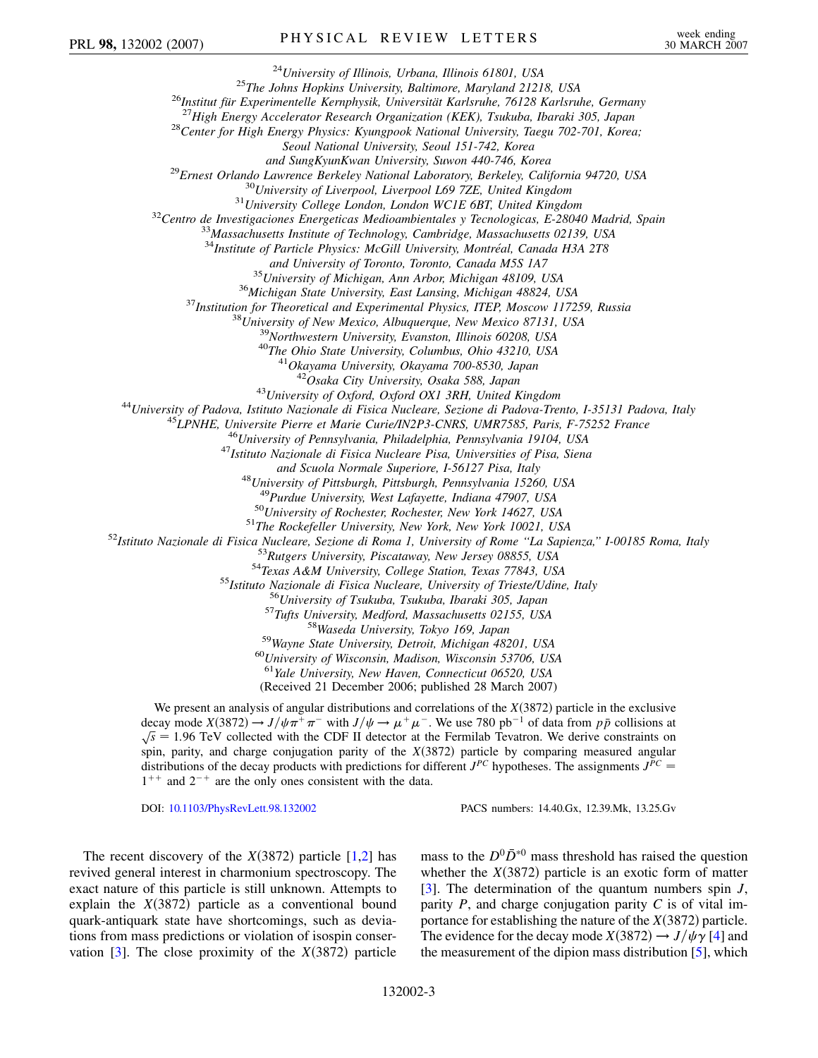[24]University of Illinois, Urbana, Illinois 61801, USA
[25]The Johns Hopkins University, Baltimore, Maryland 21218, USA
[26]Institut für Experimentelle Kernphysik, Universität Karlsruhe, 76128 Karlsruhe, Germany
[27]High Energy Accelerator Research Organization (KEK), Tsukuba, Ibaraki 305, Japan
[28]Center for High Energy Physics: Kyungpook National University, Taegu 702-701, Korea; Seoul National University, Seoul 151-742, Korea and SungKyunKwan University, Suwon 440-746, Korea
[29]Ernest Orlando Lawrence Berkeley National Laboratory, Berkeley, California 94720, USA
[30]University of Liverpool, Liverpool L69 7ZE, United Kingdom
[31]University College London, London WC1E 6BT, United Kingdom
[32]Centro de Investigaciones Energeticas Medioambientales y Tecnologicas, E-28040 Madrid, Spain
[33]Massachusetts Institute of Technology, Cambridge, Massachusetts 02139, USA
[34]Institute of Particle Physics: McGill University, Montréal, Canada H3A 2T8 and University of Toronto, Toronto, Canada M5S 1A7
[35]University of Michigan, Ann Arbor, Michigan 48109, USA
[36]Michigan State University, East Lansing, Michigan 48824, USA
[37]Institution for Theoretical and Experimental Physics, ITEP, Moscow 117259, Russia
[38]University of New Mexico, Albuquerque, New Mexico 87131, USA
[39]Northwestern University, Evanston, Illinois 60208, USA
[40]The Ohio State University, Columbus, Ohio 43210, USA
[41]Okayama University, Okayama 700-8530, Japan
[42]Osaka City University, Osaka 588, Japan
[43]University of Oxford, Oxford OX1 3RH, United Kingdom
[44]University of Padova, Istituto Nazionale di Fisica Nucleare, Sezione di Padova-Trento, I-35131 Padova, Italy
[45]LPNHE, Universite Pierre et Marie Curie/IN2P3-CNRS, UMR7585, Paris, F-75252 France
[46]University of Pennsylvania, Philadelphia, Pennsylvania 19104, USA
[47]Istituto Nazionale di Fisica Nucleare Pisa, Universities of Pisa, Siena and Scuola Normale Superiore, I-56127 Pisa, Italy
[48]University of Pittsburgh, Pittsburgh, Pennsylvania 15260, USA
[49]Purdue University, West Lafayette, Indiana 47907, USA
[50]University of Rochester, Rochester, New York 14627, USA
[51]The Rockefeller University, New York, New York 10021, USA
[52]Istituto Nazionale di Fisica Nucleare, Sezione di Roma 1, University of Rome "La Sapienza," I-00185 Roma, Italy
[53]Rutgers University, Piscataway, New Jersey 08855, USA
[54]Texas A&M University, College Station, Texas 77843, USA
[55]Istituto Nazionale di Fisica Nucleare, University of Trieste/Udine, Italy
[56]University of Tsukuba, Tsukuba, Ibaraki 305, Japan
[57]Tufts University, Medford, Massachusetts 02155, USA
[58]Waseda University, Tokyo 169, Japan
[59]Wayne State University, Detroit, Michigan 48201, USA
[60]University of Wisconsin, Madison, Wisconsin 53706, USA
[61]Yale University, New Haven, Connecticut 06520, USA

(Received 21 December 2006; published 28 March 2007)

We present an analysis of angular distributions and correlations of the $X(3872)$ particle in the exclusive decay mode $X(3872) \to J/\psi \pi^+\pi^-$ with $J/\psi \to \mu^+\mu^-$. We use 780 pb$^{-1}$ of data from $p\bar{p}$ collisions at $\sqrt{s} = 1.96$ TeV collected with the CDF II detector at the Fermilab Tevatron. We derive constraints on spin, parity, and charge conjugation parity of the $X(3872)$ particle by comparing measured angular distributions of the decay products with predictions for different $J^{PC}$ hypotheses. The assignments $J^{PC} = 1^{++}$ and $2^{-+}$ are the only ones consistent with the data.

DOI: 10.1103/PhysRevLett.98.132002 PACS numbers: 14.40.Gx, 12.39.Mk, 13.25.Gv

The recent discovery of the $X(3872)$ particle [1,2] has revived general interest in charmonium spectroscopy. The exact nature of this particle is still unknown. Attempts to explain the $X(3872)$ particle as a conventional bound quark-antiquark state have shortcomings, such as deviations from mass predictions or violation of isospin conservation [3]. The close proximity of the $X(3872)$ particle mass to the $D^0\bar{D}^{*0}$ mass threshold has raised the question whether the $X(3872)$ particle is an exotic form of matter [3]. The determination of the quantum numbers spin $J$, parity $P$, and charge conjugation parity $C$ is of vital importance for establishing the nature of the $X(3872)$ particle. The evidence for the decay mode $X(3872) \to J/\psi\gamma$ [4] and the measurement of the dipion mass distribution [5], which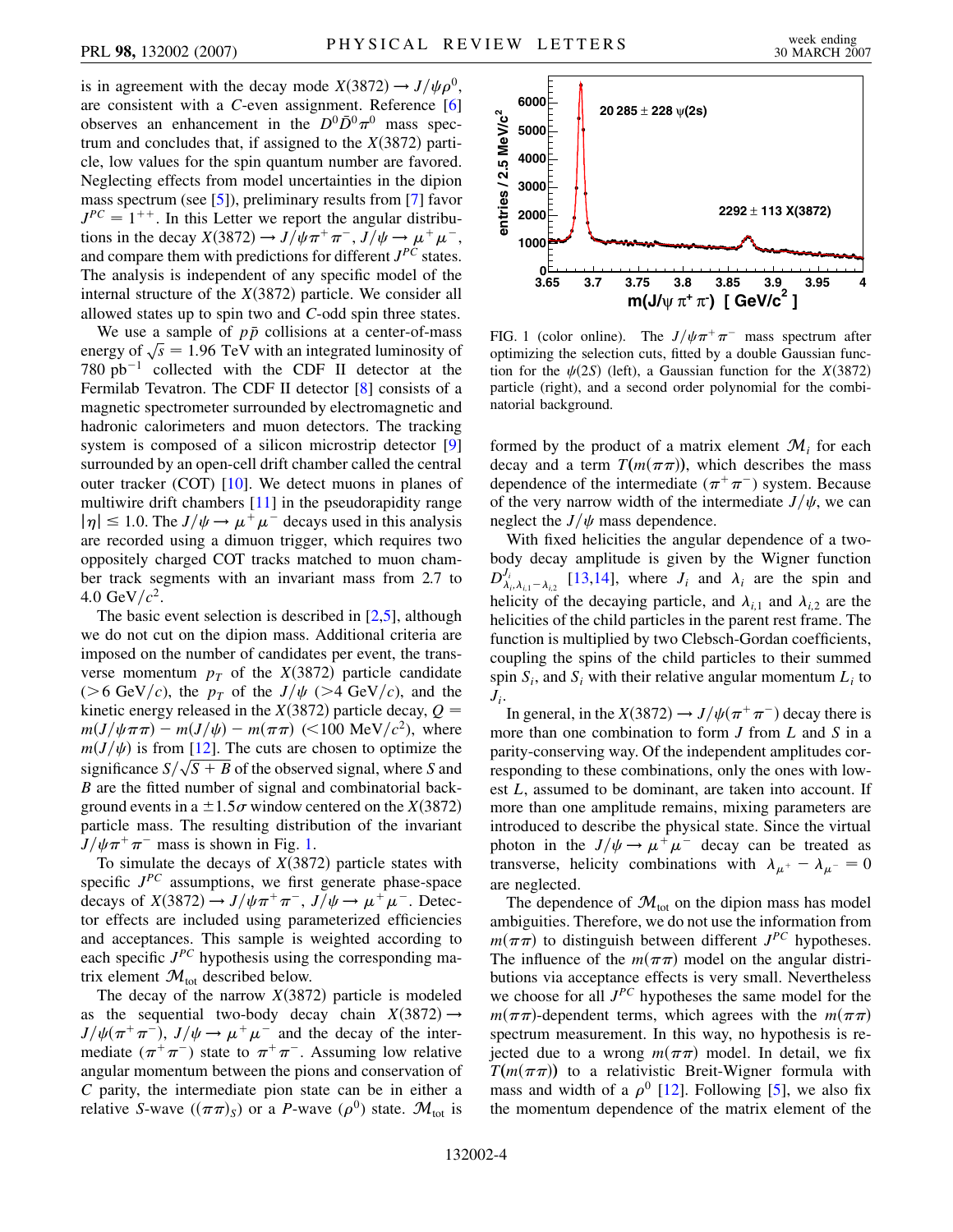is in agreement with the decay mode $X(3872) \to J/\psi\rho^0$, are consistent with a $C$-even assignment. Reference [6] observes an enhancement in the $D^0\bar{D}^0\pi^0$ mass spectrum and concludes that, if assigned to the $X(3872)$ particle, low values for the spin quantum number are favored. Neglecting effects from model uncertainties in the dipion mass spectrum (see [5]), preliminary results from [7] favor $J^{PC} = 1^{++}$. In this Letter we report the angular distributions in the decay $X(3872) \to J/\psi\pi^+\pi^-$, $J/\psi \to \mu^+\mu^-$, and compare them with predictions for different $J^{PC}$ states. The analysis is independent of any specific model of the internal structure of the $X(3872)$ particle. We consider all allowed states up to spin two and $C$-odd spin three states.

We use a sample of $p\bar{p}$ collisions at a center-of-mass energy of $\sqrt{s} = 1.96$ TeV with an integrated luminosity of 780 $\text{pb}^{-1}$ collected with the CDF II detector at the Fermilab Tevatron. The CDF II detector [8] consists of a magnetic spectrometer surrounded by electromagnetic and hadronic calorimeters and muon detectors. The tracking system is composed of a silicon microstrip detector [9] surrounded by an open-cell drift chamber called the central outer tracker (COT) [10]. We detect muons in planes of multiwire drift chambers [11] in the pseudorapidity range $|\eta| \leq 1.0$. The $J/\psi \to \mu^+\mu^-$ decays used in this analysis are recorded using a dimuon trigger, which requires two oppositely charged COT tracks matched to muon chamber track segments with an invariant mass from 2.7 to 4.0 $\text{GeV}/c^2$.

The basic event selection is described in [2,5], although we do not cut on the dipion mass. Additional criteria are imposed on the number of candidates per event, the transverse momentum $p_T$ of the $X(3872)$ particle candidate ($>6$ $\text{GeV}/c$), the $p_T$ of the $J/\psi$ ($>4$ $\text{GeV}/c$), and the kinetic energy released in the $X(3872)$ particle decay, $Q = m(J/\psi\pi\pi) - m(J/\psi) - m(\pi\pi)$ ($<100$ $\text{MeV}/c^2$), where $m(J/\psi)$ is from [12]. The cuts are chosen to optimize the significance $S/\sqrt{S+B}$ of the observed signal, where $S$ and $B$ are the fitted number of signal and combinatorial background events in a $\pm 1.5\sigma$ window centered on the $X(3872)$ particle mass. The resulting distribution of the invariant $J/\psi\pi^+\pi^-$ mass is shown in Fig. 1.

FIG. 1 (color online). The $J/\psi\pi^+\pi^-$ mass spectrum after optimizing the selection cuts, fitted by a double Gaussian function for the $\psi(2S)$ (left), a Gaussian function for the $X(3872)$ particle (right), and a second order polynomial for the combinatorial background.

To simulate the decays of $X(3872)$ particle states with specific $J^{PC}$ assumptions, we first generate phase-space decays of $X(3872) \to J/\psi\pi^+\pi^-$, $J/\psi \to \mu^+\mu^-$. Detector effects are included using parametrized efficiencies and acceptances. This sample is weighted according to each specific $J^{PC}$ hypothesis using the corresponding matrix element $\mathcal{M}_{\text{tot}}$ described below.

The decay of the narrow $X(3872)$ particle is modeled as the sequential two-body decay chain $X(3872) \to J/\psi(\pi^+\pi^-)$, $J/\psi \to \mu^+\mu^-$ and the decay of the intermediate $(\pi^+\pi^-)$ state to $\pi^+\pi^-$. Assuming low relative angular momentum between the pions and conservation of $C$ parity, the intermediate pion state can be in either a relative $S$-wave ($(\pi\pi)_S$) or a $P$-wave ($\rho^0$) state. $\mathcal{M}_{\text{tot}}$ is formed by the product of a matrix element $\mathcal{M}_i$ for each decay and a term $T(m(\pi\pi))$, which describes the mass dependence of the intermediate $(\pi^+\pi^-)$ system. Because of the very narrow width of the intermediate $J/\psi$, we can neglect the $J/\psi$ mass dependence.

With fixed helicities the angular dependence of a two-body decay amplitude is given by the Wigner function $D^{J_i}_{\lambda_i,\lambda_{i,1}-\lambda_{i,2}}$ [13,14], where $J_i$ and $\lambda_i$ are the spin and helicity of the decaying particle, and $\lambda_{i,1}$ and $\lambda_{i,2}$ are the helicities of the child particles in the parent rest frame. The function is multiplied by two Clebsch-Gordan coefficients, coupling the spins of the child particles to their summed spin $S_i$, and $S_i$ with their relative angular momentum $L_i$ to $J_i$.

In general, in the $X(3872) \to J/\psi(\pi^+\pi^-)$ decay there is more than one combination to form $J$ from $L$ and $S$ in a parity-conserving way. Of the independent amplitudes corresponding to these combinations, only the ones with lowest $L$, assumed to be dominant, are taken into account. If more than one amplitude remains, mixing parameters are introduced to describe the physical state. Since the virtual photon in the $J/\psi \to \mu^+\mu^-$ decay can be treated as transverse, helicity combinations with $\lambda_{\mu^+} - \lambda_{\mu^-} = 0$ are neglected.

The dependence of $\mathcal{M}_{\text{tot}}$ on the dipion mass has model ambiguities. Therefore, we do not use the information from $m(\pi\pi)$ to distinguish between different $J^{PC}$ hypotheses. The influence of the $m(\pi\pi)$ model on the angular distributions via acceptance effects is very small. Nevertheless we choose for all $J^{PC}$ hypotheses the same model for the $m(\pi\pi)$-dependent terms, which agrees with the $m(\pi\pi)$ spectrum measurement. In this way, no hypothesis is rejected due to a wrong $m(\pi\pi)$ model. In detail, we fix $T(m(\pi\pi))$ to a relativistic Breit-Wigner formula with mass and width of a $\rho^0$ [12]. Following [5], we also fix the momentum dependence of the matrix element of the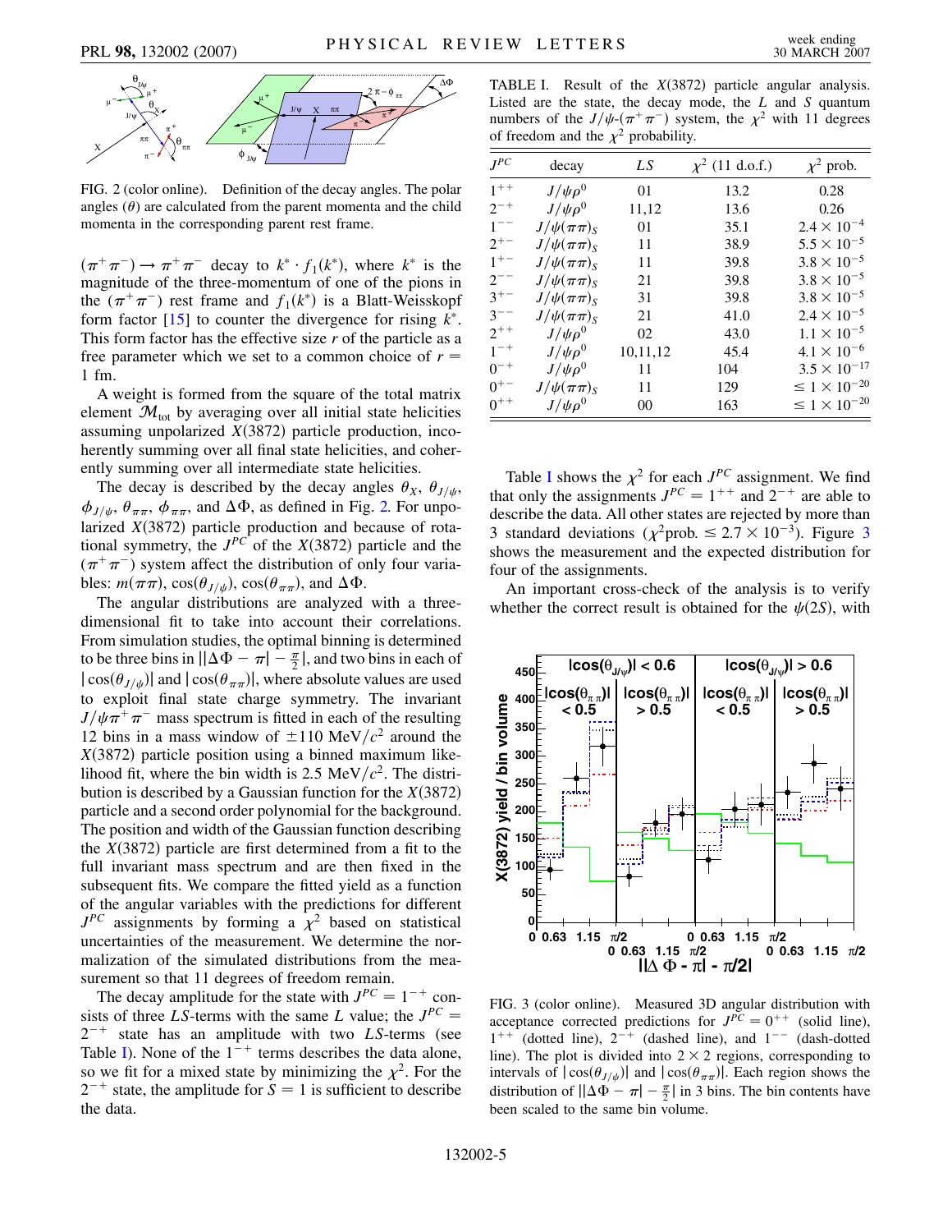FIG. 2 (color online). Definition of the decay angles. The polar angles ($\theta$) are calculated from the parent momenta and the child momenta in the corresponding parent rest frame.

$(\pi^+\pi^-) \to \pi^+\pi^-$ decay to $k^* \cdot f_1(k^*)$, where $k^*$ is the magnitude of the three-momentum of one of the pions in the $(\pi^+\pi^-)$ rest frame and $f_1(k^*)$ is a Blatt-Weisskopf form factor [15] to counter the divergence for rising $k^*$. This form factor has the effective size $r$ of the particle as a free parameter which we set to a common choice of $r = 1$ fm.

A weight is formed from the square of the total matrix element $\mathcal{M}_{\text{tot}}$ by averaging over all initial state helicities assuming unpolarized $X(3872)$ particle production, incoherently summing over all final state helicities, and coherently summing over all intermediate state helicities.

The decay is described by the decay angles $\theta_X$, $\theta_{J/\psi}$, $\phi_{J/\psi}$, $\theta_{\pi\pi}$, $\phi_{\pi\pi}$, and $\Delta\Phi$, as defined in Fig. 2. For unpolarized $X(3872)$ particle production and because of rotational symmetry, the $J^{PC}$ of the $X(3872)$ particle and the $(\pi^+\pi^-)$ system affect the distribution of only four variables: $m(\pi\pi)$, $\cos(\theta_{J/\psi})$, $\cos(\theta_{\pi\pi})$, and $\Delta\Phi$.

The angular distributions are analyzed with a three-dimensional fit to take into account their correlations. From simulation studies, the optimal binning is determined to be three bins in $||\Delta\Phi - \pi| - \frac{\pi}{2}|$, and two bins in each of $|\cos(\theta_{J/\psi})|$ and $|\cos(\theta_{\pi\pi})|$, where absolute values are used to exploit final state charge symmetry. The invariant $J/\psi\pi^+\pi^-$ mass spectrum is fitted in each of the resulting 12 bins in a mass window of $\pm 110$ MeV$/c^2$ around the $X(3872)$ particle position using a binned maximum likelihood fit, where the bin width is 2.5 MeV$/c^2$. The distribution is described by a Gaussian function for the $X(3872)$ particle and a second order polynomial for the background. The position and width of the Gaussian function describing the $X(3872)$ particle are first determined from a fit to the full invariant mass spectrum and are then fixed in the subsequent fits. We compare the fitted yield as a function of the angular variables with the predictions for different $J^{PC}$ assignments by forming a $\chi^2$ based on statistical uncertainties of the measurement. We determine the normalization of the simulated distributions from the measurement so that 11 degrees of freedom remain.

The decay amplitude for the state with $J^{PC} = 1^{-+}$ consists of three $LS$-terms with the same $L$ value; the $J^{PC} = 2^{-+}$ state has an amplitude with two $LS$-terms (see Table I). None of the $1^{-+}$ terms describes the data alone, so we fit for a mixed state by minimizing the $\chi^2$. For the $2^{-+}$ state, the amplitude for $S = 1$ is sufficient to describe the data.

TABLE I. Result of the $X(3872)$ particle angular analysis. Listed are the state, the decay mode, the $L$ and $S$ quantum numbers of the $J/\psi$-$(\pi^+\pi^-)$ system, the $\chi^2$ with 11 degrees of freedom and the $\chi^2$ probability.

| $J^{PC}$ | decay | $LS$ | $\chi^2$ (11 d.o.f.) | $\chi^2$ prob. |
|---|---|---|---|---|
| $1^{++}$ | $J/\psi\rho^0$ | 01 | 13.2 | 0.28 |
| $2^{-+}$ | $J/\psi\rho^0$ | 11,12 | 13.6 | 0.26 |
| $1^{--}$ | $J/\psi(\pi\pi)_S$ | 01 | 35.1 | $2.4 \times 10^{-4}$ |
| $2^{+-}$ | $J/\psi(\pi\pi)_S$ | 11 | 38.9 | $5.5 \times 10^{-5}$ |
| $1^{+-}$ | $J/\psi(\pi\pi)_S$ | 11 | 39.8 | $3.8 \times 10^{-5}$ |
| $2^{--}$ | $J/\psi(\pi\pi)_S$ | 21 | 39.8 | $3.8 \times 10^{-5}$ |
| $3^{+-}$ | $J/\psi(\pi\pi)_S$ | 31 | 39.8 | $3.8 \times 10^{-5}$ |
| $3^{--}$ | $J/\psi(\pi\pi)_S$ | 21 | 41.0 | $2.4 \times 10^{-5}$ |
| $2^{++}$ | $J/\psi\rho^0$ | 02 | 43.0 | $1.1 \times 10^{-5}$ |
| $1^{-+}$ | $J/\psi\rho^0$ | 10,11,12 | 45.4 | $4.1 \times 10^{-6}$ |
| $0^{-+}$ | $J/\psi\rho^0$ | 11 | 104 | $3.5 \times 10^{-17}$ |
| $0^{+-}$ | $J/\psi(\pi\pi)_S$ | 11 | 129 | $\leq 1 \times 10^{-20}$ |
| $0^{++}$ | $J/\psi\rho^0$ | 00 | 163 | $\leq 1 \times 10^{-20}$ |

Table I shows the $\chi^2$ for each $J^{PC}$ assignment. We find that only the assignments $J^{PC} = 1^{++}$ and $2^{-+}$ are able to describe the data. All other states are rejected by more than 3 standard deviations ($\chi^2$prob. $\leq 2.7 \times 10^{-3}$). Figure 3 shows the measurement and the expected distribution for four of the assignments.

An important cross-check of the analysis is to verify whether the correct result is obtained for the $\psi(2S)$, with

FIG. 3 (color online). Measured 3D angular distribution with acceptance corrected predictions for $J^{PC} = 0^{++}$ (solid line), $1^{++}$ (dotted line), $2^{-+}$ (dashed line), and $1^{--}$ (dash-dotted line). The plot is divided into $2 \times 2$ regions, corresponding to intervals of $|\cos(\theta_{J/\psi})|$ and $|\cos(\theta_{\pi\pi})|$. Each region shows the distribution of $||\Delta\Phi - \pi| - \frac{\pi}{2}|$ in 3 bins. The bin contents have been scaled to the same bin volume.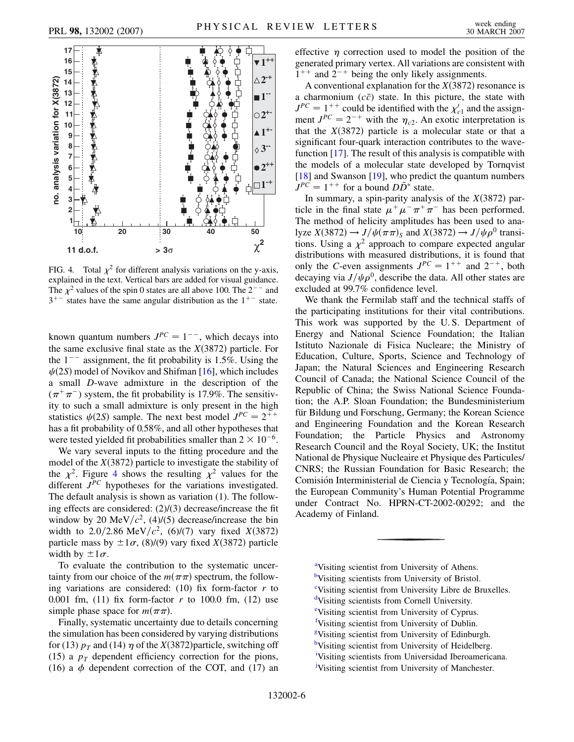FIG. 4. Total $\chi^2$ for different analysis variations on the y-axis, explained in the text. Vertical bars are added for visual guidance. The $\chi^2$ values of the spin 0 states are all above 100. The $2^{--}$ and $3^{+-}$ states have the same angular distribution as the $1^{+-}$ state.

known quantum numbers $J^{PC} = 1^{--}$, which decays into the same exclusive final state as the $X(3872)$ particle. For the $1^{--}$ assignment, the fit probability is 1.5%. Using the $\psi(2S)$ model of Novikov and Shifman [16], which includes a small $D$-wave admixture in the description of the $(\pi^+\pi^-)$ system, the fit probability is 17.9%. The sensitivity to such a small admixture is only present in the high statistics $\psi(2S)$ sample. The next best model $J^{PC} = 2^{++}$ has a fit probability of 0.58%, and all other hypotheses that were tested yielded fit probabilities smaller than $2 \times 10^{-6}$.

We vary several inputs to the fitting procedure and the model of the $X(3872)$ particle to investigate the stability of the $\chi^2$. Figure 4 shows the resulting $\chi^2$ values for the different $J^{PC}$ hypotheses for the variations investigated. The default analysis is shown as variation (1). The following effects are considered: (2)/(3) decrease/increase the fit window by 20 MeV$/c^2$, (4)/(5) decrease/increase the bin width to 2.0/2.86 MeV$/c^2$, (6)/(7) vary fixed $X(3872)$ particle mass by $\pm 1\sigma$, (8)/(9) vary fixed $X(3872)$ particle width by $\pm 1\sigma$.

To evaluate the contribution to the systematic uncertainty from our choice of the $m(\pi\pi)$ spectrum, the following variations are considered: (10) fix form-factor $r$ to 0.001 fm, (11) fix form-factor $r$ to 100.0 fm, (12) use simple phase space for $m(\pi\pi)$.

Finally, systematic uncertainty due to details concerning the simulation has been considered by varying distributions for (13) $p_T$ and (14) $\eta$ of the $X(3872)$particle, switching off (15) a $p_T$ dependent efficiency correction for the pions, (16) a $\phi$ dependent correction of the COT, and (17) an effective $\eta$ correction used to model the position of the generated primary vertex. All variations are consistent with $1^{++}$ and $2^{-+}$ being the only likely assignments.

A conventional explanation for the $X(3872)$ resonance is a charmonium ($c\bar{c}$) state. In this picture, the state with $J^{PC} = 1^{++}$ could be identified with the $\chi'_{c1}$ and the assignment $J^{PC} = 2^{-+}$ with the $\eta_{c2}$. An exotic interpretation is that the $X(3872)$ particle is a molecular state or that a significant four-quark interaction contributes to the wavefunction [17]. The result of this analysis is compatible with the models of a molecular state developed by Tornqvist [18] and Swanson [19], who predict the quantum numbers $J^{PC} = 1^{++}$ for a bound $D\bar{D}^*$ state.

In summary, a spin-parity analysis of the $X(3872)$ particle in the final state $\mu^+\mu^-\pi^+\pi^-$ has been performed. The method of helicity amplitudes has been used to analyze $X(3872) \to J/\psi(\pi\pi)_S$ and $X(3872) \to J/\psi\rho^0$ transitions. Using a $\chi^2$ approach to compare expected angular distributions with measured distributions, it is found that only the $C$-even assignments $J^{PC} = 1^{++}$ and $2^{-+}$, both decaying via $J/\psi\rho^0$, describe the data. All other states are excluded at 99.7% confidence level.

We thank the Fermilab staff and the technical staffs of the participating institutions for their vital contributions. This work was supported by the U. S. Department of Energy and National Science Foundation; the Italian Istituto Nazionale di Fisica Nucleare; the Ministry of Education, Culture, Sports, Science and Technology of Japan; the Natural Sciences and Engineering Research Council of Canada; the National Science Council of the Republic of China; the Swiss National Science Foundation; the A.P. Sloan Foundation; the Bundesministerium für Bildung und Forschung, Germany; the Korean Science and Engineering Foundation and the Korean Research Foundation; the Particle Physics and Astronomy Research Council and the Royal Society, UK; the Institut National de Physique Nucleaire et Physique des Particules/CNRS; the Russian Foundation for Basic Research; the Comisión Interministerial de Ciencia y Tecnología, Spain; the European Community's Human Potential Programme under Contract No. HPRN-CT-2002-00292; and the Academy of Finland.

---

[a] Visiting scientist from University of Athens.
[b] Visiting scientists from University of Bristol.
[c] Visiting scientist from University Libre de Bruxelles.
[d] Visiting scientists from Cornell University.
[e] Visiting scientist from University of Cyprus.
[f] Visiting scientist from University of Dublin.
[g] Visiting scientist from University of Edinburgh.
[h] Visiting scientist from University of Heidelberg.
[i] Visiting scientists from Universidad Iberoamericana.
[j] Visiting scientist from University of Manchester.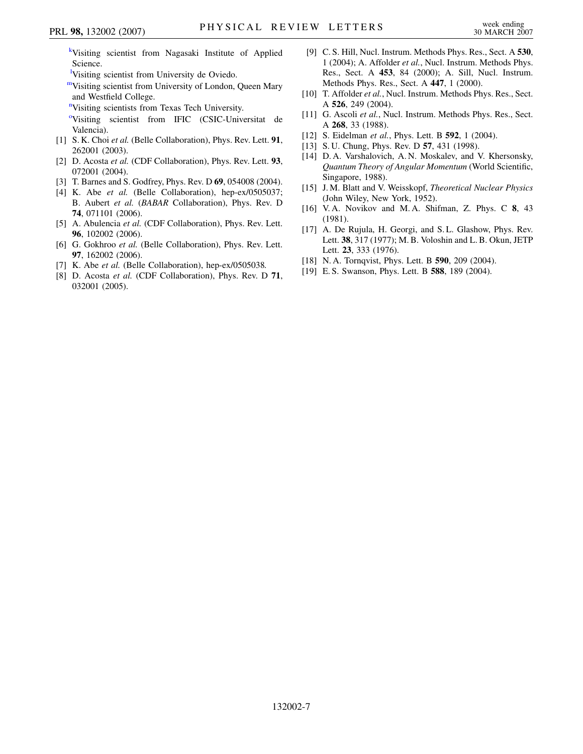[k]Visiting scientist from Nagasaki Institute of Applied Science.

[l]Visiting scientist from University de Oviedo.

[m]Visiting scientist from University of London, Queen Mary and Westfield College.

[n]Visiting scientists from Texas Tech University.

[o]Visiting scientist from IFIC (CSIC-Universitat de Valencia).

[1] S. K. Choi *et al.* (Belle Collaboration), Phys. Rev. Lett. **91**, 262001 (2003).

[2] D. Acosta *et al.* (CDF Collaboration), Phys. Rev. Lett. **93**, 072001 (2004).

[3] T. Barnes and S. Godfrey, Phys. Rev. D **69**, 054008 (2004).

[4] K. Abe *et al.* (Belle Collaboration), hep-ex/0505037; B. Aubert *et al.* (*BABAR* Collaboration), Phys. Rev. D **74**, 071101 (2006).

[5] A. Abulencia *et al.* (CDF Collaboration), Phys. Rev. Lett. **96**, 102002 (2006).

[6] G. Gokhroo *et al.* (Belle Collaboration), Phys. Rev. Lett. **97**, 162002 (2006).

[7] K. Abe *et al.* (Belle Collaboration), hep-ex/0505038.

[8] D. Acosta *et al.* (CDF Collaboration), Phys. Rev. D **71**, 032001 (2005).

[9] C. S. Hill, Nucl. Instrum. Methods Phys. Res., Sect. A **530**, 1 (2004); A. Affolder *et al.*, Nucl. Instrum. Methods Phys. Res., Sect. A **453**, 84 (2000); A. Sill, Nucl. Instrum. Methods Phys. Res., Sect. A **447**, 1 (2000).

[10] T. Affolder *et al.*, Nucl. Instrum. Methods Phys. Res., Sect. A **526**, 249 (2004).

[11] G. Ascoli *et al.*, Nucl. Instrum. Methods Phys. Res., Sect. A **268**, 33 (1988).

[12] S. Eidelman *et al.*, Phys. Lett. B **592**, 1 (2004).

[13] S. U. Chung, Phys. Rev. D **57**, 431 (1998).

[14] D. A. Varshalovich, A. N. Moskalev, and V. Khersonsky, *Quantum Theory of Angular Momentum* (World Scientific, Singapore, 1988).

[15] J. M. Blatt and V. Weisskopf, *Theoretical Nuclear Physics* (John Wiley, New York, 1952).

[16] V. A. Novikov and M. A. Shifman, Z. Phys. C **8**, 43 (1981).

[17] A. De Rujula, H. Georgi, and S. L. Glashow, Phys. Rev. Lett. **38**, 317 (1977); M. B. Voloshin and L. B. Okun, JETP Lett. **23**, 333 (1976).

[18] N. A. Tornqvist, Phys. Lett. B **590**, 209 (2004).

[19] E. S. Swanson, Phys. Lett. B **588**, 189 (2004).